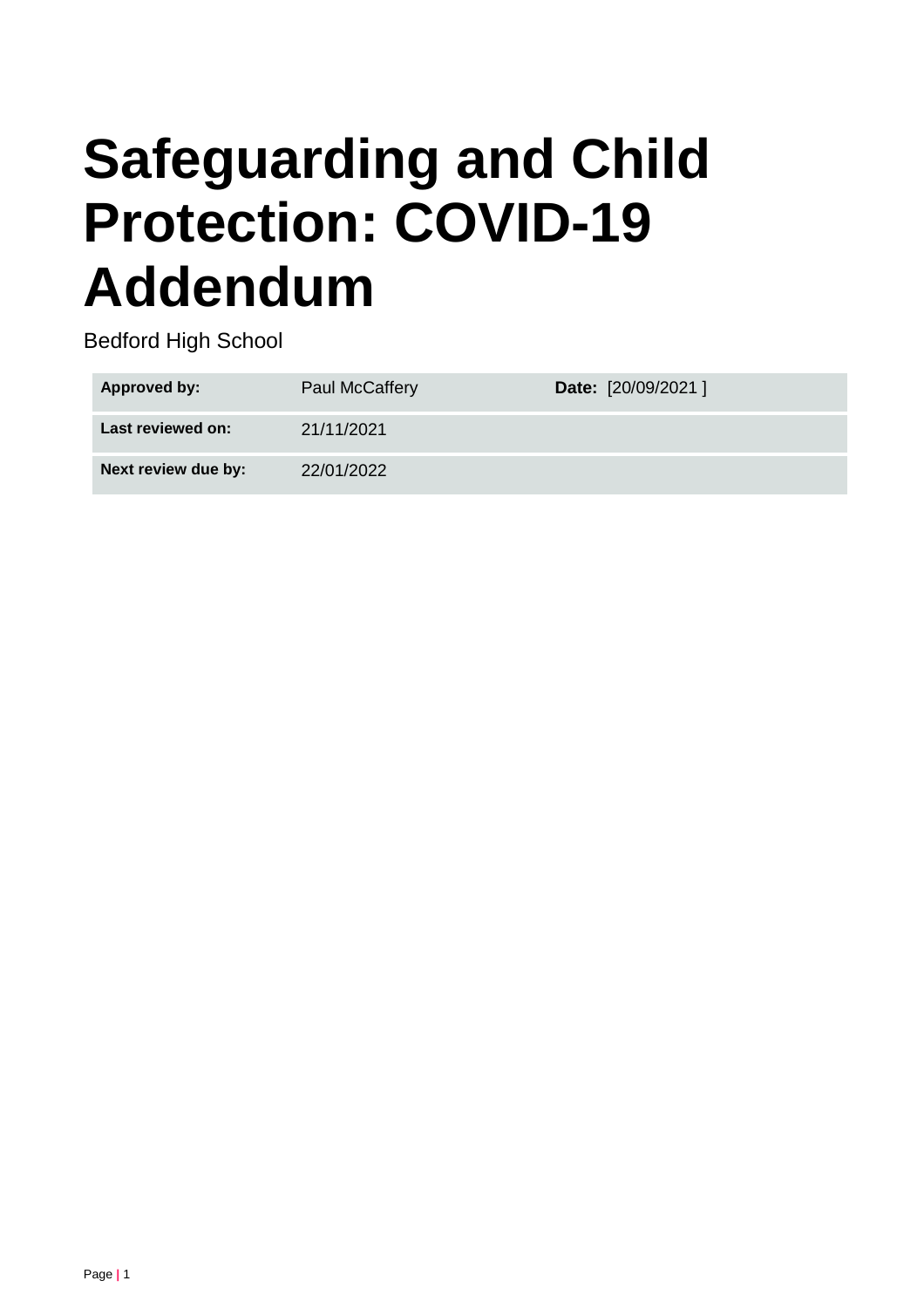# Safeguarding and Child Protection: COVID-19 Addendum

Bedford High School

| Approved by: | Paul McCaffery | Date: [20/09/2021 ] |
|---|---|---|
| Last reviewed on: | 21/11/2021 | |
| Next review due by: | 22/01/2022 | |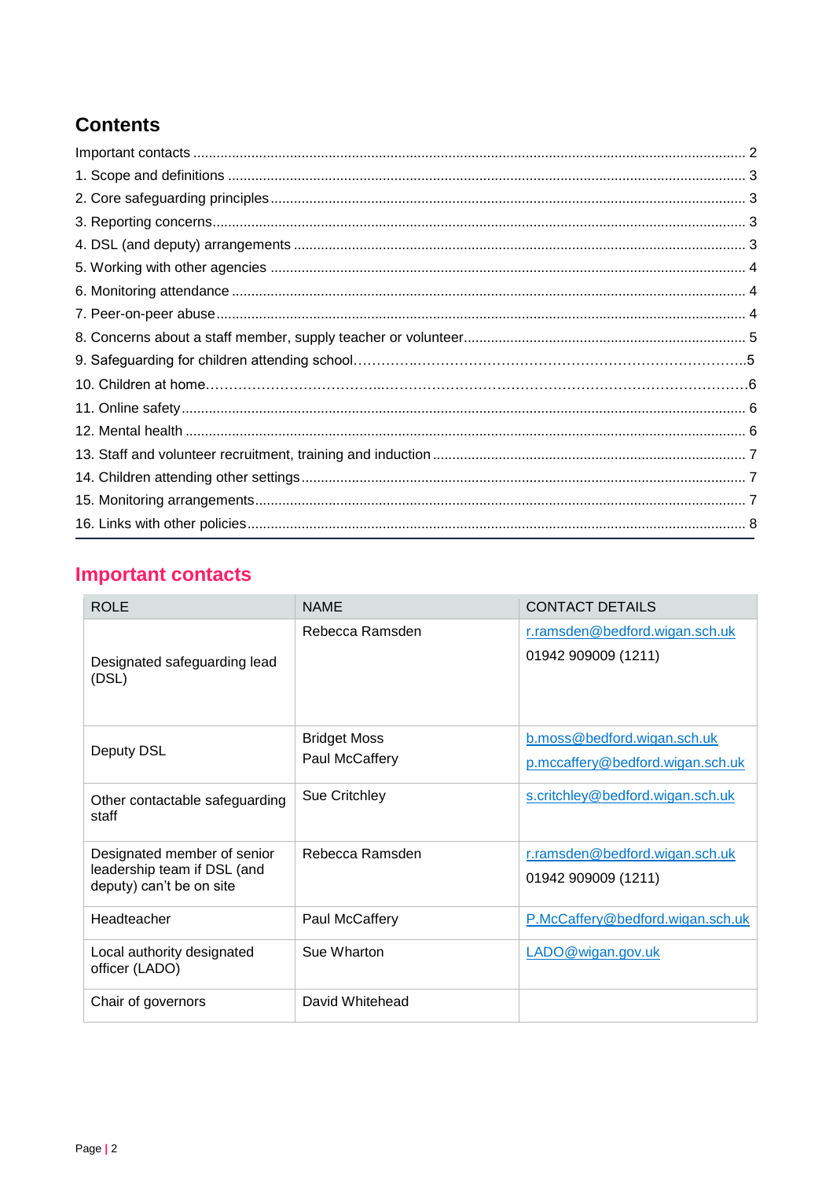## Contents

Important contacts ........................................................................................................................................ 2
1. Scope and definitions ................................................................................................................................. 3
2. Core safeguarding principles ...................................................................................................................... 3
3. Reporting concerns...................................................................................................................................... 3
4. DSL (and deputy) arrangements ................................................................................................................ 3
5. Working with other agencies ...................................................................................................................... 4
6. Monitoring attendance ................................................................................................................................ 4
7. Peer-on-peer abuse..................................................................................................................................... 4
8. Concerns about a staff member, supply teacher or volunteer..................................................................... 5
9. Safeguarding for children attending school…………..……………………………………………………………….5
10. Children at home………………………………...……………………………………………………………………6
11. Online safety............................................................................................................................................... 6
12. Mental health ............................................................................................................................................. 6
13. Staff and volunteer recruitment, training and induction ............................................................................. 7
14. Children attending other settings................................................................................................................ 7
15. Monitoring arrangements............................................................................................................................ 7
16. Links with other policies.............................................................................................................................. 8

## Important contacts

| ROLE | NAME | CONTACT DETAILS |
|---|---|---|
| Designated safeguarding lead (DSL) | Rebecca Ramsden | r.ramsden@bedford.wigan.sch.uk<br>01942 909009 (1211) |
| Deputy DSL | Bridget Moss<br>Paul McCaffery | b.moss@bedford.wigan.sch.uk<br>p.mccaffery@bedford.wigan.sch.uk |
| Other contactable safeguarding staff | Sue Critchley | s.critchley@bedford.wigan.sch.uk |
| Designated member of senior leadership team if DSL (and deputy) can't be on site | Rebecca Ramsden | r.ramsden@bedford.wigan.sch.uk<br>01942 909009 (1211) |
| Headteacher | Paul McCaffery | P.McCaffery@bedford.wigan.sch.uk |
| Local authority designated officer (LADO) | Sue Wharton | LADO@wigan.gov.uk |
| Chair of governors | David Whitehead | |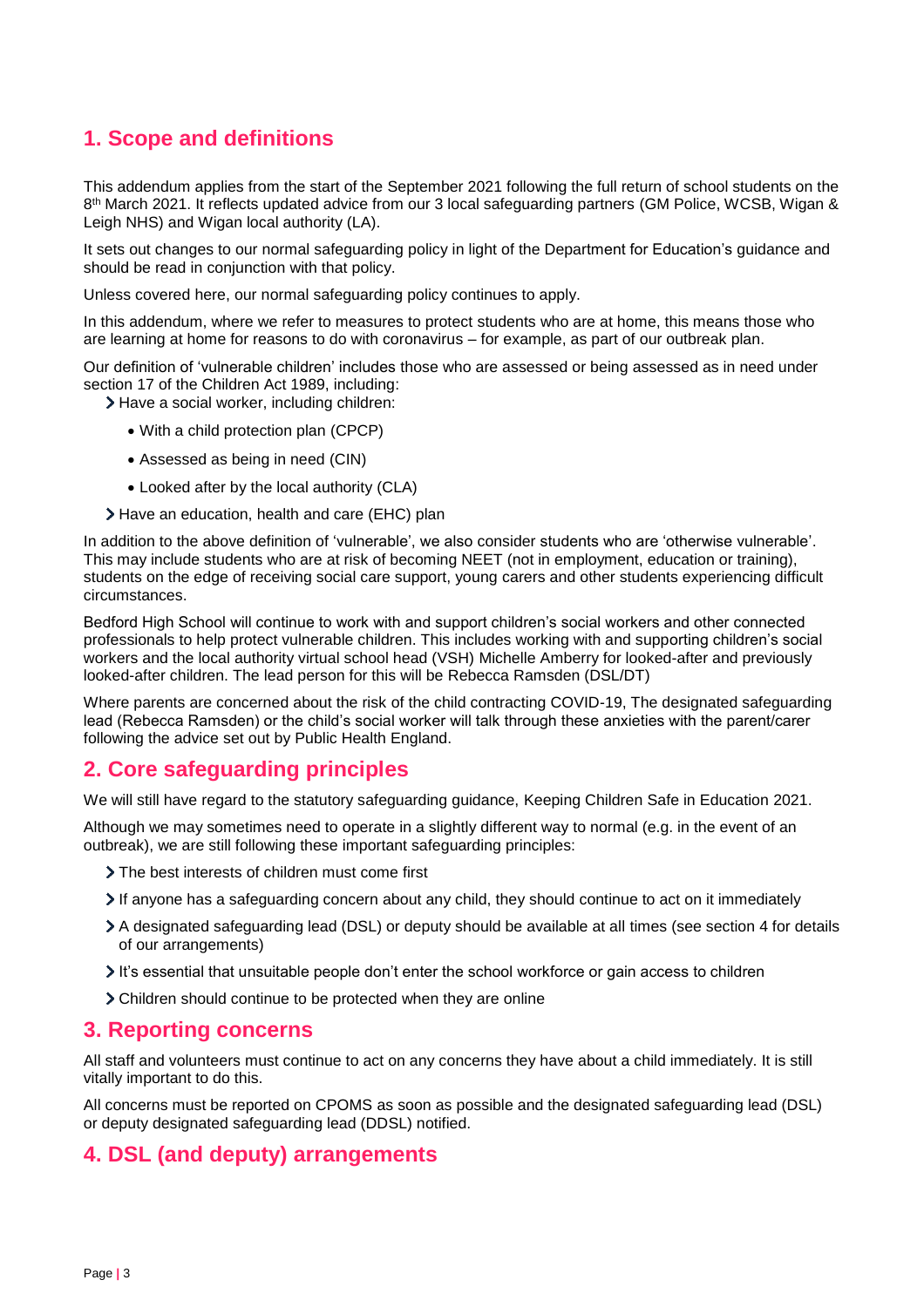## 1. Scope and definitions

This addendum applies from the start of the September 2021 following the full return of school students on the 8th March 2021. It reflects updated advice from our 3 local safeguarding partners (GM Police, WCSB, Wigan & Leigh NHS) and Wigan local authority (LA).

It sets out changes to our normal safeguarding policy in light of the Department for Education's guidance and should be read in conjunction with that policy.

Unless covered here, our normal safeguarding policy continues to apply.

In this addendum, where we refer to measures to protect students who are at home, this means those who are learning at home for reasons to do with coronavirus – for example, as part of our outbreak plan.

Our definition of 'vulnerable children' includes those who are assessed or being assessed as in need under section 17 of the Children Act 1989, including:

- Have a social worker, including children:
  - With a child protection plan (CPCP)
  - Assessed as being in need (CIN)
  - Looked after by the local authority (CLA)
- Have an education, health and care (EHC) plan

In addition to the above definition of 'vulnerable', we also consider students who are 'otherwise vulnerable'. This may include students who are at risk of becoming NEET (not in employment, education or training), students on the edge of receiving social care support, young carers and other students experiencing difficult circumstances.

Bedford High School will continue to work with and support children's social workers and other connected professionals to help protect vulnerable children. This includes working with and supporting children's social workers and the local authority virtual school head (VSH) Michelle Amberry for looked-after and previously looked-after children. The lead person for this will be Rebecca Ramsden (DSL/DT)

Where parents are concerned about the risk of the child contracting COVID-19, The designated safeguarding lead (Rebecca Ramsden) or the child's social worker will talk through these anxieties with the parent/carer following the advice set out by Public Health England.

## 2. Core safeguarding principles

We will still have regard to the statutory safeguarding guidance, Keeping Children Safe in Education 2021.

Although we may sometimes need to operate in a slightly different way to normal (e.g. in the event of an outbreak), we are still following these important safeguarding principles:

- The best interests of children must come first
- If anyone has a safeguarding concern about any child, they should continue to act on it immediately
- A designated safeguarding lead (DSL) or deputy should be available at all times (see section 4 for details of our arrangements)
- It's essential that unsuitable people don't enter the school workforce or gain access to children
- Children should continue to be protected when they are online

## 3. Reporting concerns

All staff and volunteers must continue to act on any concerns they have about a child immediately. It is still vitally important to do this.

All concerns must be reported on CPOMS as soon as possible and the designated safeguarding lead (DSL) or deputy designated safeguarding lead (DDSL) notified.

## 4. DSL (and deputy) arrangements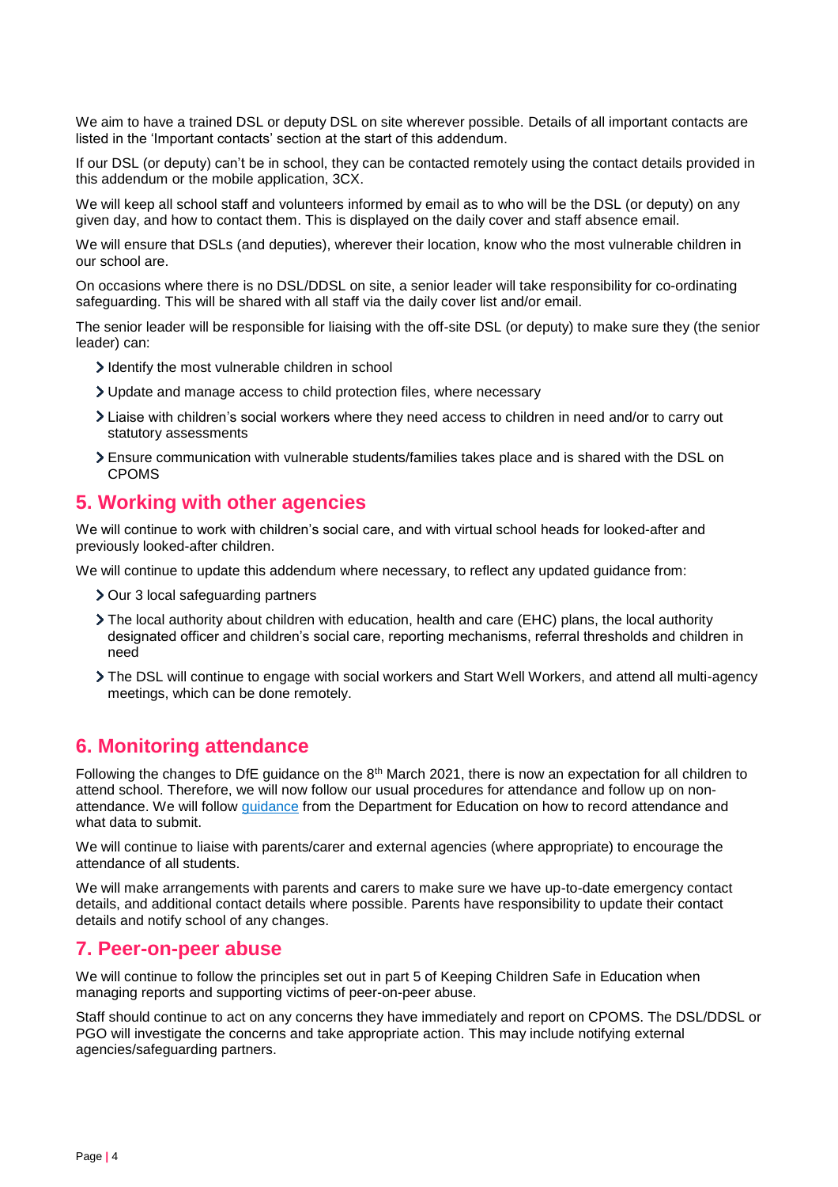We aim to have a trained DSL or deputy DSL on site wherever possible. Details of all important contacts are listed in the 'Important contacts' section at the start of this addendum.

If our DSL (or deputy) can't be in school, they can be contacted remotely using the contact details provided in this addendum or the mobile application, 3CX.

We will keep all school staff and volunteers informed by email as to who will be the DSL (or deputy) on any given day, and how to contact them. This is displayed on the daily cover and staff absence email.

We will ensure that DSLs (and deputies), wherever their location, know who the most vulnerable children in our school are.

On occasions where there is no DSL/DDSL on site, a senior leader will take responsibility for co-ordinating safeguarding. This will be shared with all staff via the daily cover list and/or email.

The senior leader will be responsible for liaising with the off-site DSL (or deputy) to make sure they (the senior leader) can:

- Identify the most vulnerable children in school
- Update and manage access to child protection files, where necessary
- Liaise with children's social workers where they need access to children in need and/or to carry out statutory assessments
- Ensure communication with vulnerable students/families takes place and is shared with the DSL on CPOMS

## 5. Working with other agencies

We will continue to work with children's social care, and with virtual school heads for looked-after and previously looked-after children.

We will continue to update this addendum where necessary, to reflect any updated guidance from:

- Our 3 local safeguarding partners
- The local authority about children with education, health and care (EHC) plans, the local authority designated officer and children's social care, reporting mechanisms, referral thresholds and children in need
- The DSL will continue to engage with social workers and Start Well Workers, and attend all multi-agency meetings, which can be done remotely.

## 6. Monitoring attendance

Following the changes to DfE guidance on the 8th March 2021, there is now an expectation for all children to attend school. Therefore, we will now follow our usual procedures for attendance and follow up on non-attendance. We will follow guidance from the Department for Education on how to record attendance and what data to submit.

We will continue to liaise with parents/carer and external agencies (where appropriate) to encourage the attendance of all students.

We will make arrangements with parents and carers to make sure we have up-to-date emergency contact details, and additional contact details where possible. Parents have responsibility to update their contact details and notify school of any changes.

## 7. Peer-on-peer abuse

We will continue to follow the principles set out in part 5 of Keeping Children Safe in Education when managing reports and supporting victims of peer-on-peer abuse.

Staff should continue to act on any concerns they have immediately and report on CPOMS. The DSL/DDSL or PGO will investigate the concerns and take appropriate action. This may include notifying external agencies/safeguarding partners.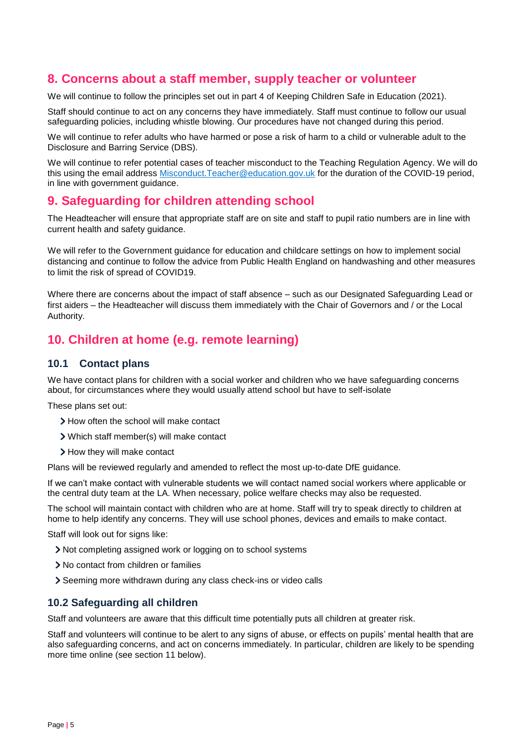## 8. Concerns about a staff member, supply teacher or volunteer

We will continue to follow the principles set out in part 4 of Keeping Children Safe in Education (2021).

Staff should continue to act on any concerns they have immediately. Staff must continue to follow our usual safeguarding policies, including whistle blowing. Our procedures have not changed during this period.

We will continue to refer adults who have harmed or pose a risk of harm to a child or vulnerable adult to the Disclosure and Barring Service (DBS).

We will continue to refer potential cases of teacher misconduct to the Teaching Regulation Agency. We will do this using the email address [Misconduct.Teacher@education.gov.uk](mailto:Misconduct.Teacher@education.gov.uk) for the duration of the COVID-19 period, in line with government guidance.

## 9. Safeguarding for children attending school

The Headteacher will ensure that appropriate staff are on site and staff to pupil ratio numbers are in line with current health and safety guidance.

We will refer to the Government guidance for education and childcare settings on how to implement social distancing and continue to follow the advice from Public Health England on handwashing and other measures to limit the risk of spread of COVID19.

Where there are concerns about the impact of staff absence – such as our Designated Safeguarding Lead or first aiders – the Headteacher will discuss them immediately with the Chair of Governors and / or the Local Authority.

## 10. Children at home (e.g. remote learning)

### 10.1 Contact plans

We have contact plans for children with a social worker and children who we have safeguarding concerns about, for circumstances where they would usually attend school but have to self-isolate

These plans set out:

- How often the school will make contact
- Which staff member(s) will make contact
- How they will make contact

Plans will be reviewed regularly and amended to reflect the most up-to-date DfE guidance.

If we can't make contact with vulnerable students we will contact named social workers where applicable or the central duty team at the LA. When necessary, police welfare checks may also be requested.

The school will maintain contact with children who are at home. Staff will try to speak directly to children at home to help identify any concerns. They will use school phones, devices and emails to make contact.

Staff will look out for signs like:

- Not completing assigned work or logging on to school systems
- No contact from children or families
- Seeming more withdrawn during any class check-ins or video calls

### 10.2 Safeguarding all children

Staff and volunteers are aware that this difficult time potentially puts all children at greater risk.

Staff and volunteers will continue to be alert to any signs of abuse, or effects on pupils' mental health that are also safeguarding concerns, and act on concerns immediately. In particular, children are likely to be spending more time online (see section 11 below).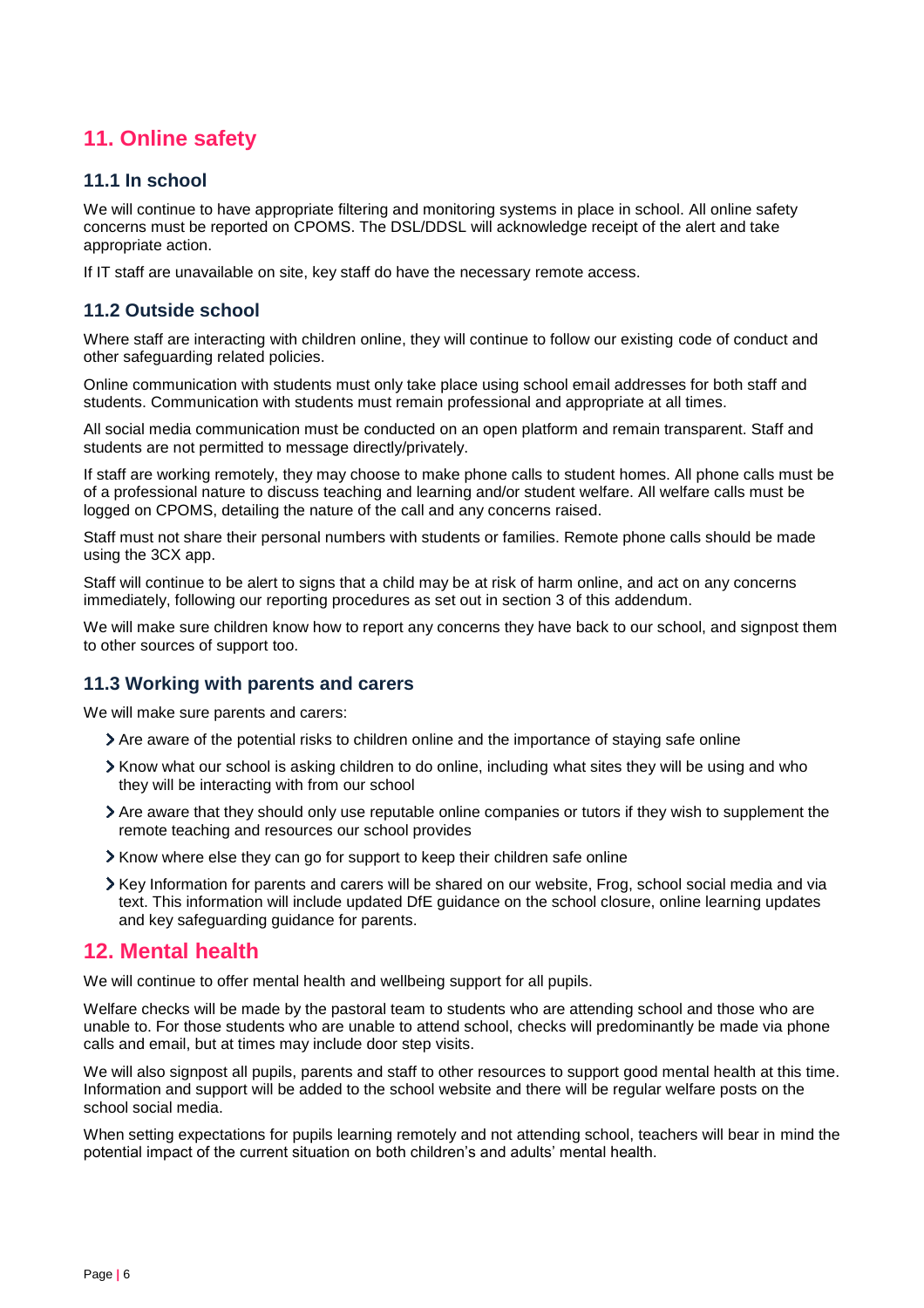## 11. Online safety

### 11.1 In school

We will continue to have appropriate filtering and monitoring systems in place in school. All online safety concerns must be reported on CPOMS. The DSL/DDSL will acknowledge receipt of the alert and take appropriate action.

If IT staff are unavailable on site, key staff do have the necessary remote access.

### 11.2 Outside school

Where staff are interacting with children online, they will continue to follow our existing code of conduct and other safeguarding related policies.

Online communication with students must only take place using school email addresses for both staff and students. Communication with students must remain professional and appropriate at all times.

All social media communication must be conducted on an open platform and remain transparent. Staff and students are not permitted to message directly/privately.

If staff are working remotely, they may choose to make phone calls to student homes. All phone calls must be of a professional nature to discuss teaching and learning and/or student welfare. All welfare calls must be logged on CPOMS, detailing the nature of the call and any concerns raised.

Staff must not share their personal numbers with students or families. Remote phone calls should be made using the 3CX app.

Staff will continue to be alert to signs that a child may be at risk of harm online, and act on any concerns immediately, following our reporting procedures as set out in section 3 of this addendum.

We will make sure children know how to report any concerns they have back to our school, and signpost them to other sources of support too.

### 11.3 Working with parents and carers

We will make sure parents and carers:

- Are aware of the potential risks to children online and the importance of staying safe online
- Know what our school is asking children to do online, including what sites they will be using and who they will be interacting with from our school
- Are aware that they should only use reputable online companies or tutors if they wish to supplement the remote teaching and resources our school provides
- Know where else they can go for support to keep their children safe online
- Key Information for parents and carers will be shared on our website, Frog, school social media and via text. This information will include updated DfE guidance on the school closure, online learning updates and key safeguarding guidance for parents.

## 12. Mental health

We will continue to offer mental health and wellbeing support for all pupils.

Welfare checks will be made by the pastoral team to students who are attending school and those who are unable to. For those students who are unable to attend school, checks will predominantly be made via phone calls and email, but at times may include door step visits.

We will also signpost all pupils, parents and staff to other resources to support good mental health at this time. Information and support will be added to the school website and there will be regular welfare posts on the school social media.

When setting expectations for pupils learning remotely and not attending school, teachers will bear in mind the potential impact of the current situation on both children's and adults' mental health.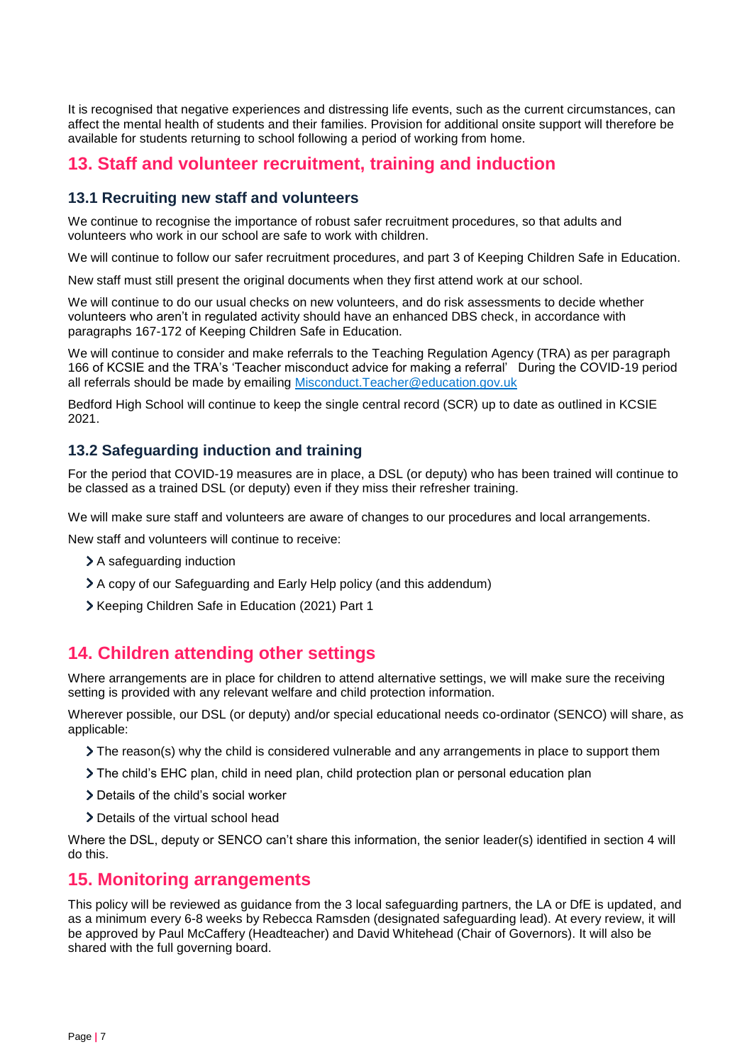It is recognised that negative experiences and distressing life events, such as the current circumstances, can affect the mental health of students and their families. Provision for additional onsite support will therefore be available for students returning to school following a period of working from home.

## 13. Staff and volunteer recruitment, training and induction

### 13.1 Recruiting new staff and volunteers

We continue to recognise the importance of robust safer recruitment procedures, so that adults and volunteers who work in our school are safe to work with children.

We will continue to follow our safer recruitment procedures, and part 3 of Keeping Children Safe in Education.

New staff must still present the original documents when they first attend work at our school.

We will continue to do our usual checks on new volunteers, and do risk assessments to decide whether volunteers who aren't in regulated activity should have an enhanced DBS check, in accordance with paragraphs 167-172 of Keeping Children Safe in Education.

We will continue to consider and make referrals to the Teaching Regulation Agency (TRA) as per paragraph 166 of KCSIE and the TRA's 'Teacher misconduct advice for making a referral' During the COVID-19 period all referrals should be made by emailing [Misconduct.Teacher@education.gov.uk](mailto:Misconduct.Teacher@education.gov.uk)

Bedford High School will continue to keep the single central record (SCR) up to date as outlined in KCSIE 2021.

### 13.2 Safeguarding induction and training

For the period that COVID-19 measures are in place, a DSL (or deputy) who has been trained will continue to be classed as a trained DSL (or deputy) even if they miss their refresher training.

We will make sure staff and volunteers are aware of changes to our procedures and local arrangements.

New staff and volunteers will continue to receive:

- A safeguarding induction
- A copy of our Safeguarding and Early Help policy (and this addendum)
- Keeping Children Safe in Education (2021) Part 1

## 14. Children attending other settings

Where arrangements are in place for children to attend alternative settings, we will make sure the receiving setting is provided with any relevant welfare and child protection information.

Wherever possible, our DSL (or deputy) and/or special educational needs co-ordinator (SENCO) will share, as applicable:

- The reason(s) why the child is considered vulnerable and any arrangements in place to support them
- The child's EHC plan, child in need plan, child protection plan or personal education plan
- Details of the child's social worker
- Details of the virtual school head

Where the DSL, deputy or SENCO can't share this information, the senior leader(s) identified in section 4 will do this.

## 15. Monitoring arrangements

This policy will be reviewed as guidance from the 3 local safeguarding partners, the LA or DfE is updated, and as a minimum every 6-8 weeks by Rebecca Ramsden (designated safeguarding lead). At every review, it will be approved by Paul McCaffery (Headteacher) and David Whitehead (Chair of Governors). It will also be shared with the full governing board.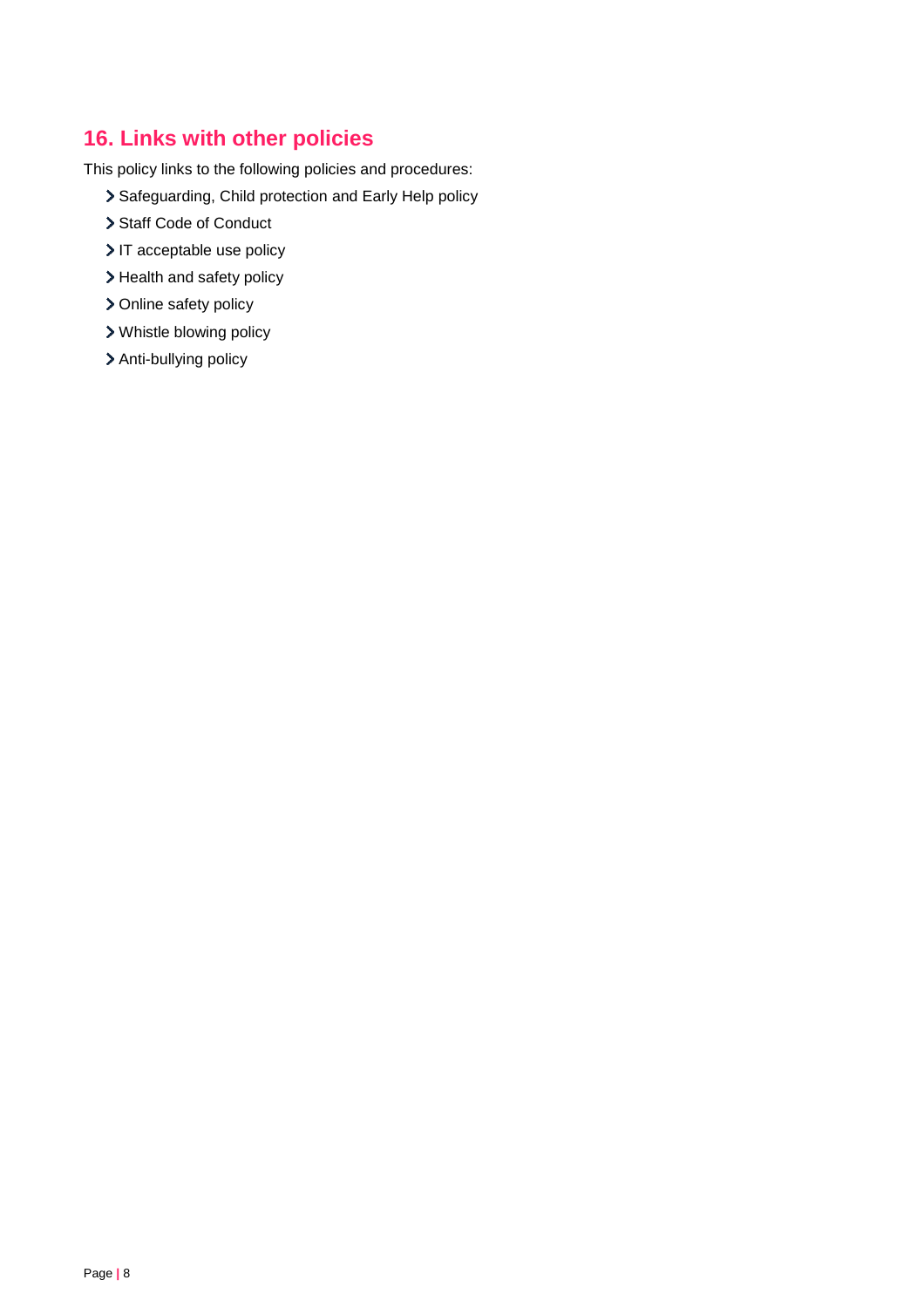## 16. Links with other policies

This policy links to the following policies and procedures:

- Safeguarding, Child protection and Early Help policy
- Staff Code of Conduct
- IT acceptable use policy
- Health and safety policy
- Online safety policy
- Whistle blowing policy
- Anti-bullying policy